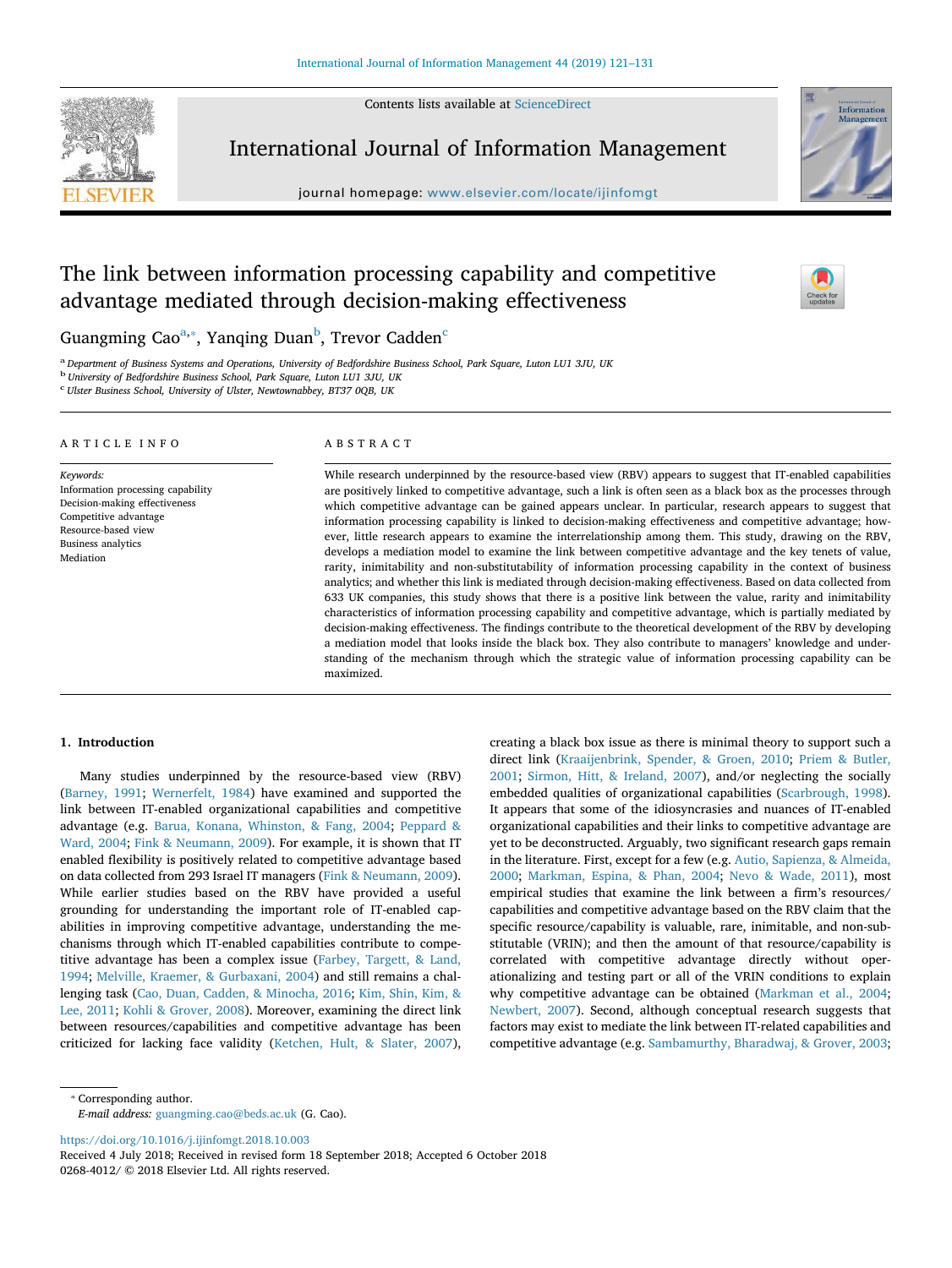# The link between information processing capability and competitive advantage mediated through decision-making effectiveness

Guangming Cao[a,*], Yanqing Duan[b], Trevor Cadden[c]

[a] Department of Business Systems and Operations, University of Bedfordshire Business School, Park Square, Luton LU1 3JU, UK
[b] University of Bedfordshire Business School, Park Square, Luton LU1 3JU, UK
[c] Ulster Business School, University of Ulster, Newtownabbey, BT37 0QB, UK

## ARTICLE INFO

*Keywords:*
Information processing capability
Decision-making effectiveness
Competitive advantage
Resource-based view
Business analytics
Mediation

## ABSTRACT

While research underpinned by the resource-based view (RBV) appears to suggest that IT-enabled capabilities are positively linked to competitive advantage, such a link is often seen as a black box as the processes through which competitive advantage can be gained appears unclear. In particular, research appears to suggest that information processing capability is linked to decision-making effectiveness and competitive advantage; however, little research appears to examine the interrelationship among them. This study, drawing on the RBV, develops a mediation model to examine the link between competitive advantage and the key tenets of value, rarity, inimitability and non-substitutability of information processing capability in the context of business analytics; and whether this link is mediated through decision-making effectiveness. Based on data collected from 633 UK companies, this study shows that there is a positive link between the value, rarity and inimitability characteristics of information processing capability and competitive advantage, which is partially mediated by decision-making effectiveness. The findings contribute to the theoretical development of the RBV by developing a mediation model that looks inside the black box. They also contribute to managers' knowledge and understanding of the mechanism through which the strategic value of information processing capability can be maximized.

## 1. Introduction

Many studies underpinned by the resource-based view (RBV) (Barney, 1991; Wernerfelt, 1984) have examined and supported the link between IT-enabled organizational capabilities and competitive advantage (e.g. Barua, Konana, Whinston, & Fang, 2004; Peppard & Ward, 2004; Fink & Neumann, 2009). For example, it is shown that IT enabled flexibility is positively related to competitive advantage based on data collected from 293 Israel IT managers (Fink & Neumann, 2009). While earlier studies based on the RBV have provided a useful grounding for understanding the important role of IT-enabled capabilities in improving competitive advantage, understanding the mechanisms through which IT-enabled capabilities contribute to competitive advantage has been a complex issue (Farbey, Targett, & Land, 1994; Melville, Kraemer, & Gurbaxani, 2004) and still remains a challenging task (Cao, Duan, Cadden, & Minocha, 2016; Kim, Shin, Kim, & Lee, 2011; Kohli & Grover, 2008). Moreover, examining the direct link between resources/capabilities and competitive advantage has been criticized for lacking face validity (Ketchen, Hult, & Slater, 2007), creating a black box issue as there is minimal theory to support such a direct link (Kraaijenbrink, Spender, & Groen, 2010; Priem & Butler, 2001; Sirmon, Hitt, & Ireland, 2007), and/or neglecting the socially embedded qualities of organizational capabilities (Scarbrough, 1998). It appears that some of the idiosyncrasies and nuances of IT-enabled organizational capabilities and their links to competitive advantage are yet to be deconstructed. Arguably, two significant research gaps remain in the literature. First, except for a few (e.g. Autio, Sapienza, & Almeida, 2000; Markman, Espina, & Phan, 2004; Nevo & Wade, 2011), most empirical studies that examine the link between a firm's resources/capabilities and competitive advantage based on the RBV claim that the specific resource/capability is valuable, rare, inimitable, and non-substitutable (VRIN); and then the amount of that resource/capability is correlated with competitive advantage directly without operationalizing and testing part or all of the VRIN conditions to explain why competitive advantage can be obtained (Markman et al., 2004; Newbert, 2007). Second, although conceptual research suggests that factors may exist to mediate the link between IT-related capabilities and competitive advantage (e.g. Sambamurthy, Bharadwaj, & Grover, 2003;

* Corresponding author.
*E-mail address:* guangming.cao@beds.ac.uk (G. Cao).

https://doi.org/10.1016/j.ijinfomgt.2018.10.003
Received 4 July 2018; Received in revised form 18 September 2018; Accepted 6 October 2018
0268-4012/ © 2018 Elsevier Ltd. All rights reserved.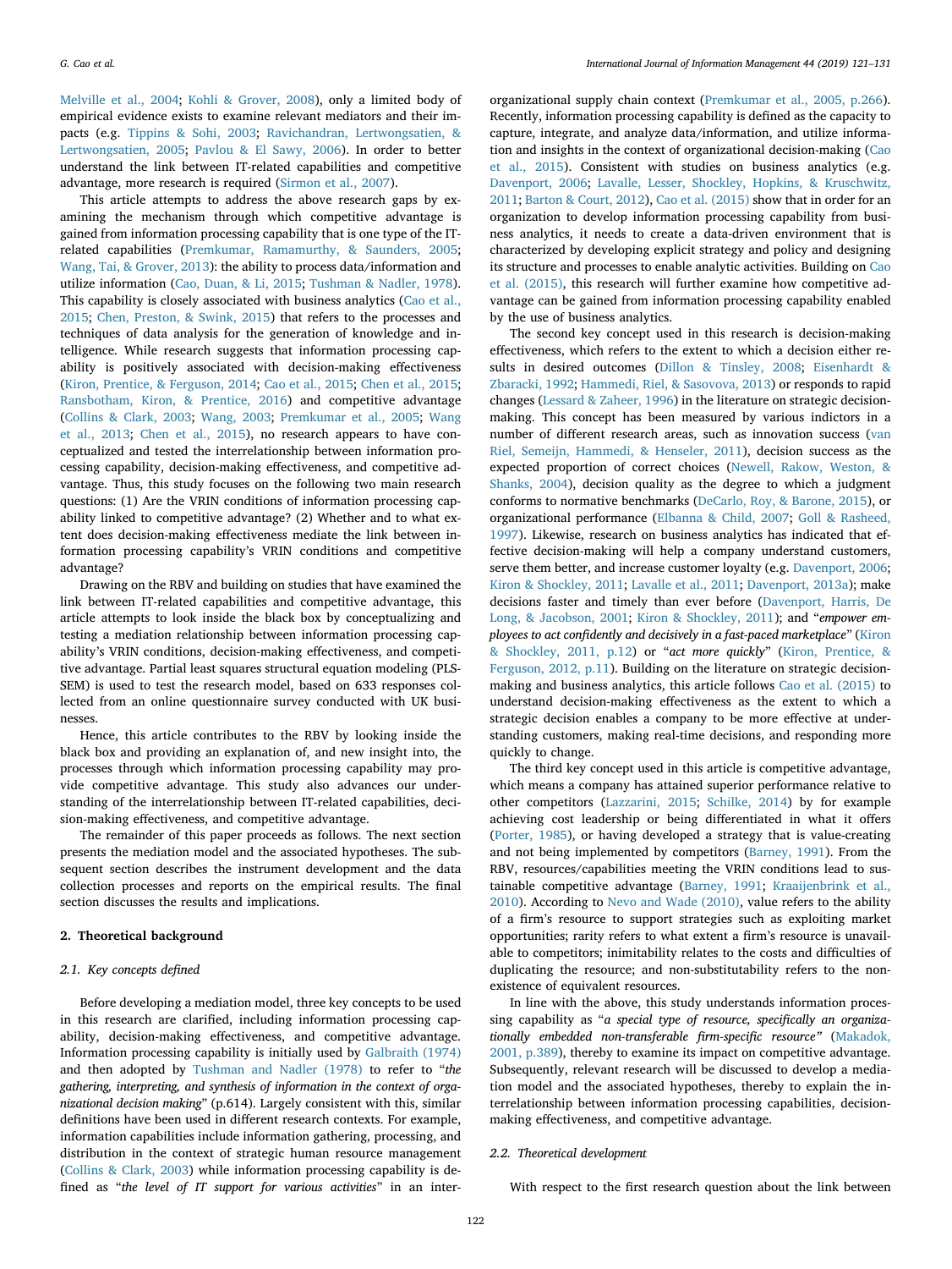Melville et al., 2004; Kohli & Grover, 2008), only a limited body of empirical evidence exists to examine relevant mediators and their impacts (e.g. Tippins & Sohi, 2003; Ravichandran, Lertwongsatien, & Lertwongsatien, 2005; Pavlou & El Sawy, 2006). In order to better understand the link between IT-related capabilities and competitive advantage, more research is required (Sirmon et al., 2007).

This article attempts to address the above research gaps by examining the mechanism through which competitive advantage is gained from information processing capability that is one type of the IT-related capabilities (Premkumar, Ramamurthy, & Saunders, 2005; Wang, Tai, & Grover, 2013): the ability to process data/information and utilize information (Cao, Duan, & Li, 2015; Tushman & Nadler, 1978). This capability is closely associated with business analytics (Cao et al., 2015; Chen, Preston, & Swink, 2015) that refers to the processes and techniques of data analysis for the generation of knowledge and intelligence. While research suggests that information processing capability is positively associated with decision-making effectiveness (Kiron, Prentice, & Ferguson, 2014; Cao et al., 2015; Chen et al., 2015; Ransbotham, Kiron, & Prentice, 2016) and competitive advantage (Collins & Clark, 2003; Wang, 2003; Premkumar et al., 2005; Wang et al., 2013; Chen et al., 2015), no research appears to have conceptualized and tested the interrelationship between information processing capability, decision-making effectiveness, and competitive advantage. Thus, this study focuses on the following two main research questions: (1) Are the VRIN conditions of information processing capability linked to competitive advantage? (2) Whether and to what extent does decision-making effectiveness mediate the link between information processing capability's VRIN conditions and competitive advantage?

Drawing on the RBV and building on studies that have examined the link between IT-related capabilities and competitive advantage, this article attempts to look inside the black box by conceptualizing and testing a mediation relationship between information processing capability's VRIN conditions, decision-making effectiveness, and competitive advantage. Partial least squares structural equation modeling (PLS-SEM) is used to test the research model, based on 633 responses collected from an online questionnaire survey conducted with UK businesses.

Hence, this article contributes to the RBV by looking inside the black box and providing an explanation of, and new insight into, the processes through which information processing capability may provide competitive advantage. This study also advances our understanding of the interrelationship between IT-related capabilities, decision-making effectiveness, and competitive advantage.

The remainder of this paper proceeds as follows. The next section presents the mediation model and the associated hypotheses. The subsequent section describes the instrument development and the data collection processes and reports on the empirical results. The final section discusses the results and implications.

## 2. Theoretical background

### 2.1. Key concepts defined

Before developing a mediation model, three key concepts to be used in this research are clarified, including information processing capability, decision-making effectiveness, and competitive advantage. Information processing capability is initially used by Galbraith (1974) and then adopted by Tushman and Nadler (1978) to refer to "*the gathering, interpreting, and synthesis of information in the context of organizational decision making*" (p.614). Largely consistent with this, similar definitions have been used in different research contexts. For example, information capabilities include information gathering, processing, and distribution in the context of strategic human resource management (Collins & Clark, 2003) while information processing capability is defined as "*the level of IT support for various activities*" in an inter-organizational supply chain context (Premkumar et al., 2005, p.266). Recently, information processing capability is defined as the capacity to capture, integrate, and analyze data/information, and utilize information and insights in the context of organizational decision-making (Cao et al., 2015). Consistent with studies on business analytics (e.g. Davenport, 2006; Lavalle, Lesser, Shockley, Hopkins, & Kruschwitz, 2011; Barton & Court, 2012), Cao et al. (2015) show that in order for an organization to develop information processing capability from business analytics, it needs to create a data-driven environment that is characterized by developing explicit strategy and policy and designing its structure and processes to enable analytic activities. Building on Cao et al. (2015), this research will further examine how competitive advantage can be gained from information processing capability enabled by the use of business analytics.

The second key concept used in this research is decision-making effectiveness, which refers to the extent to which a decision either results in desired outcomes (Dillon & Tinsley, 2008; Eisenhardt & Zbaracki, 1992; Hammedi, Riel, & Sasovova, 2013) or responds to rapid changes (Lessard & Zaheer, 1996) in the literature on strategic decision-making. This concept has been measured by various indictors in a number of different research areas, such as innovation success (van Riel, Semeijn, Hammedi, & Henseler, 2011), decision success as the expected proportion of correct choices (Newell, Rakow, Weston, & Shanks, 2004), decision quality as the degree to which a judgment conforms to normative benchmarks (DeCarlo, Roy, & Barone, 2015), or organizational performance (Elbanna & Child, 2007; Goll & Rasheed, 1997). Likewise, research on business analytics has indicated that effective decision-making will help a company understand customers, serve them better, and increase customer loyalty (e.g. Davenport, 2006; Kiron & Shockley, 2011; Lavalle et al., 2011; Davenport, 2013a); make decisions faster and timely than ever before (Davenport, Harris, De Long, & Jacobson, 2001; Kiron & Shockley, 2011); and "*empower employees to act confidently and decisively in a fast-paced marketplace*" (Kiron & Shockley, 2011, p.12) or "*act more quickly*" (Kiron, Prentice, & Ferguson, 2012, p.11). Building on the literature on strategic decision-making and business analytics, this article follows Cao et al. (2015) to understand decision-making effectiveness as the extent to which a strategic decision enables a company to be more effective at understanding customers, making real-time decisions, and responding more quickly to change.

The third key concept used in this article is competitive advantage, which means a company has attained superior performance relative to other competitors (Lazzarini, 2015; Schilke, 2014) by for example achieving cost leadership or being differentiated in what it offers (Porter, 1985), or having developed a strategy that is value-creating and not being implemented by competitors (Barney, 1991). From the RBV, resources/capabilities meeting the VRIN conditions lead to sustainable competitive advantage (Barney, 1991; Kraaijenbrink et al., 2010). According to Nevo and Wade (2010), value refers to the ability of a firm's resource to support strategies such as exploiting market opportunities; rarity refers to what extent a firm's resource is unavailable to competitors; inimitability relates to the costs and difficulties of duplicating the resource; and non-substitutability refers to the non-existence of equivalent resources.

In line with the above, this study understands information processing capability as "*a special type of resource, specifically an organizationally embedded non-transferable firm-specific resource*" (Makadok, 2001, p.389), thereby to examine its impact on competitive advantage. Subsequently, relevant research will be discussed to develop a mediation model and the associated hypotheses, thereby to explain the interrelationship between information processing capabilities, decision-making effectiveness, and competitive advantage.

### 2.2. Theoretical development

With respect to the first research question about the link between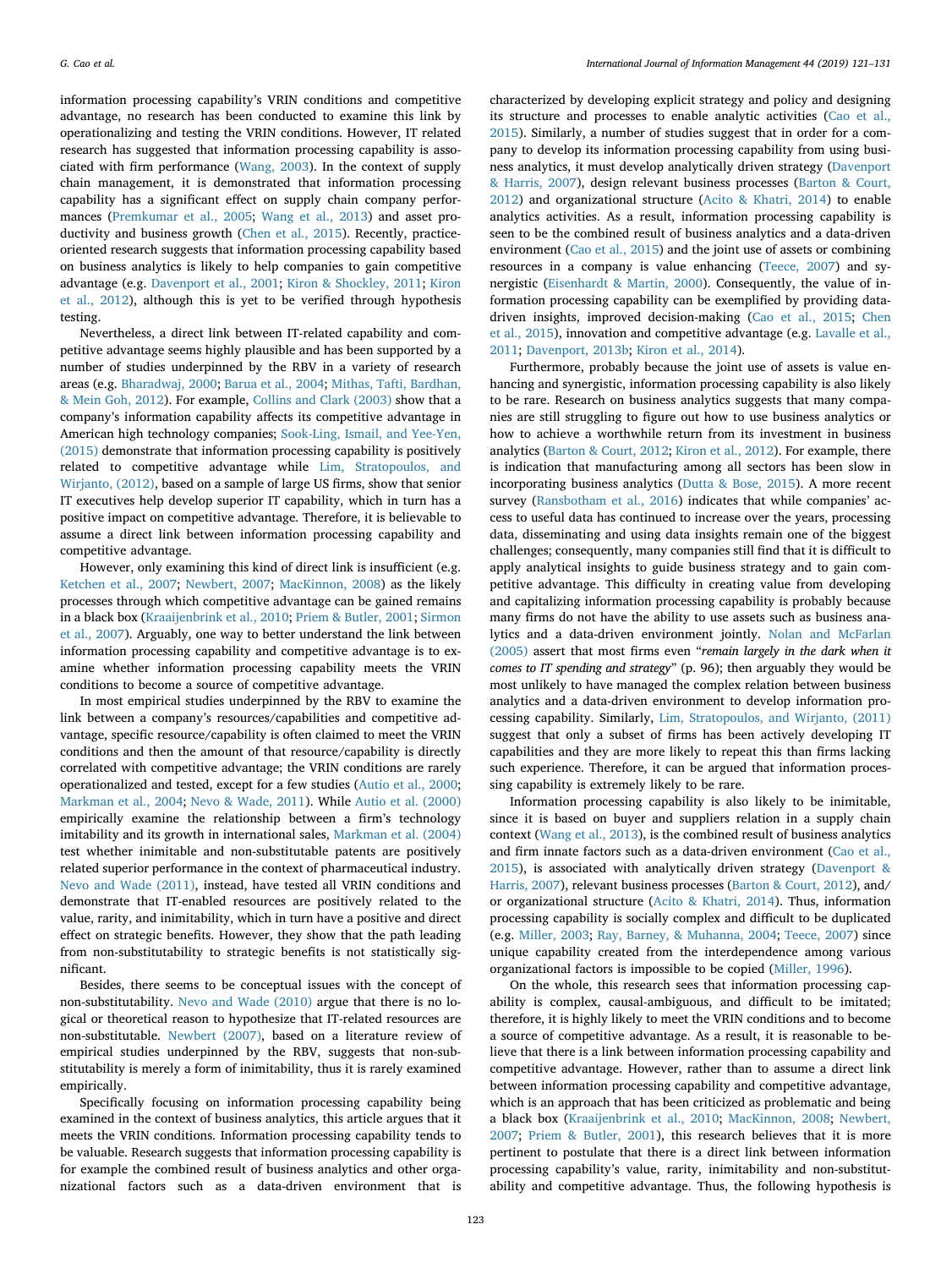information processing capability's VRIN conditions and competitive advantage, no research has been conducted to examine this link by operationalizing and testing the VRIN conditions. However, IT related research has suggested that information processing capability is associated with firm performance (Wang, 2003). In the context of supply chain management, it is demonstrated that information processing capability has a significant effect on supply chain company performances (Premkumar et al., 2005; Wang et al., 2013) and asset productivity and business growth (Chen et al., 2015). Recently, practice-oriented research suggests that information processing capability based on business analytics is likely to help companies to gain competitive advantage (e.g. Davenport et al., 2001; Kiron & Shockley, 2011; Kiron et al., 2012), although this is yet to be verified through hypothesis testing.

Nevertheless, a direct link between IT-related capability and competitive advantage seems highly plausible and has been supported by a number of studies underpinned by the RBV in a variety of research areas (e.g. Bharadwaj, 2000; Barua et al., 2004; Mithas, Tafti, Bardhan, & Mein Goh, 2012). For example, Collins and Clark (2003) show that a company's information capability affects its competitive advantage in American high technology companies; Sook-Ling, Ismail, and Yee-Yen, (2015) demonstrate that information processing capability is positively related to competitive advantage while Lim, Stratopoulos, and Wirjanto, (2012), based on a sample of large US firms, show that senior IT executives help develop superior IT capability, which in turn has a positive impact on competitive advantage. Therefore, it is believable to assume a direct link between information processing capability and competitive advantage.

However, only examining this kind of direct link is insufficient (e.g. Ketchen et al., 2007; Newbert, 2007; MacKinnon, 2008) as the likely processes through which competitive advantage can be gained remains in a black box (Kraaijenbrink et al., 2010; Priem & Butler, 2001; Sirmon et al., 2007). Arguably, one way to better understand the link between information processing capability and competitive advantage is to examine whether information processing capability meets the VRIN conditions to become a source of competitive advantage.

In most empirical studies underpinned by the RBV to examine the link between a company's resources/capabilities and competitive advantage, specific resource/capability is often claimed to meet the VRIN conditions and then the amount of that resource/capability is directly correlated with competitive advantage; the VRIN conditions are rarely operationalized and tested, except for a few studies (Autio et al., 2000; Markman et al., 2004; Nevo & Wade, 2011). While Autio et al. (2000) empirically examine the relationship between a firm's technology imitability and its growth in international sales, Markman et al. (2004) test whether inimitable and non-substitutable patents are positively related superior performance in the context of pharmaceutical industry. Nevo and Wade (2011), instead, have tested all VRIN conditions and demonstrate that IT-enabled resources are positively related to the value, rarity, and inimitability, which in turn have a positive and direct effect on strategic benefits. However, they show that the path leading from non-substitutability to strategic benefits is not statistically significant.

Besides, there seems to be conceptual issues with the concept of non-substitutability. Nevo and Wade (2010) argue that there is no logical or theoretical reason to hypothesize that IT-related resources are non-substitutable. Newbert (2007), based on a literature review of empirical studies underpinned by the RBV, suggests that non-substitutability is merely a form of inimitability, thus it is rarely examined empirically.

Specifically focusing on information processing capability being examined in the context of business analytics, this article argues that it meets the VRIN conditions. Information processing capability tends to be valuable. Research suggests that information processing capability is for example the combined result of business analytics and other organizational factors such as a data-driven environment that is characterized by developing explicit strategy and policy and designing its structure and processes to enable analytic activities (Cao et al., 2015). Similarly, a number of studies suggest that in order for a company to develop its information processing capability from using business analytics, it must develop analytically driven strategy (Davenport & Harris, 2007), design relevant business processes (Barton & Court, 2012) and organizational structure (Acito & Khatri, 2014) to enable analytics activities. As a result, information processing capability is seen to be the combined result of business analytics and a data-driven environment (Cao et al., 2015) and the joint use of assets or combining resources in a company is value enhancing (Teece, 2007) and synergistic (Eisenhardt & Martin, 2000). Consequently, the value of information processing capability can be exemplified by providing data-driven insights, improved decision-making (Cao et al., 2015; Chen et al., 2015), innovation and competitive advantage (e.g. Lavalle et al., 2011; Davenport, 2013b; Kiron et al., 2014).

Furthermore, probably because the joint use of assets is value enhancing and synergistic, information processing capability is also likely to be rare. Research on business analytics suggests that many companies are still struggling to figure out how to use business analytics or how to achieve a worthwhile return from its investment in business analytics (Barton & Court, 2012; Kiron et al., 2012). For example, there is indication that manufacturing among all sectors has been slow in incorporating business analytics (Dutta & Bose, 2015). A more recent survey (Ransbotham et al., 2016) indicates that while companies' access to useful data has continued to increase over the years, processing data, disseminating and using data insights remain one of the biggest challenges; consequently, many companies still find that it is difficult to apply analytical insights to guide business strategy and to gain competitive advantage. This difficulty in creating value from developing and capitalizing information processing capability is probably because many firms do not have the ability to use assets such as business analytics and a data-driven environment jointly. Nolan and McFarlan (2005) assert that most firms even "*remain largely in the dark when it comes to IT spending and strategy*" (p. 96); then arguably they would be most unlikely to have managed the complex relation between business analytics and a data-driven environment to develop information processing capability. Similarly, Lim, Stratopoulos, and Wirjanto, (2011) suggest that only a subset of firms has been actively developing IT capabilities and they are more likely to repeat this than firms lacking such experience. Therefore, it can be argued that information processing capability is extremely likely to be rare.

Information processing capability is also likely to be inimitable, since it is based on buyer and suppliers relation in a supply chain context (Wang et al., 2013), is the combined result of business analytics and firm innate factors such as a data-driven environment (Cao et al., 2015), is associated with analytically driven strategy (Davenport & Harris, 2007), relevant business processes (Barton & Court, 2012), and/or organizational structure (Acito & Khatri, 2014). Thus, information processing capability is socially complex and difficult to be duplicated (e.g. Miller, 2003; Ray, Barney, & Muhanna, 2004; Teece, 2007) since unique capability created from the interdependence among various organizational factors is impossible to be copied (Miller, 1996).

On the whole, this research sees that information processing capability is complex, causal-ambiguous, and difficult to be imitated; therefore, it is highly likely to meet the VRIN conditions and to become a source of competitive advantage. As a result, it is reasonable to believe that there is a link between information processing capability and competitive advantage. However, rather than to assume a direct link between information processing capability and competitive advantage, which is an approach that has been criticized as problematic and being a black box (Kraaijenbrink et al., 2010; MacKinnon, 2008; Newbert, 2007; Priem & Butler, 2001), this research believes that it is more pertinent to postulate that there is a direct link between information processing capability's value, rarity, inimitability and non-substitutability and competitive advantage. Thus, the following hypothesis is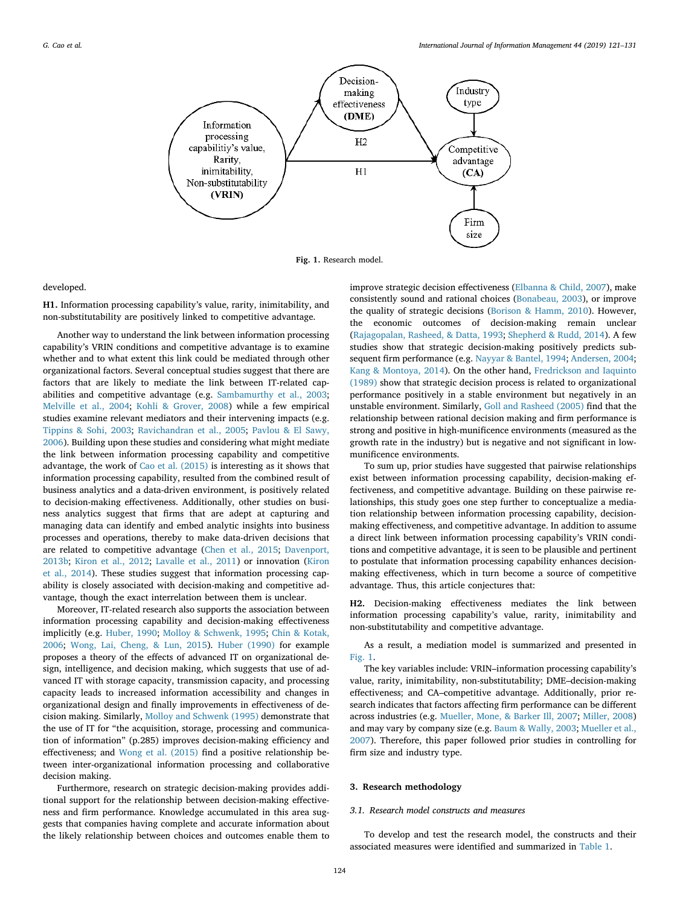**Fig. 1.** Research model.

developed.

**H1.** Information processing capability's value, rarity, inimitability, and non-substitutability are positively linked to competitive advantage.

Another way to understand the link between information processing capability's VRIN conditions and competitive advantage is to examine whether and to what extent this link could be mediated through other organizational factors. Several conceptual studies suggest that there are factors that are likely to mediate the link between IT-related capabilities and competitive advantage (e.g. Sambamurthy et al., 2003; Melville et al., 2004; Kohli & Grover, 2008) while a few empirical studies examine relevant mediators and their intervening impacts (e.g. Tippins & Sohi, 2003; Ravichandran et al., 2005; Pavlou & El Sawy, 2006). Building upon these studies and considering what might mediate the link between information processing capability and competitive advantage, the work of Cao et al. (2015) is interesting as it shows that information processing capability, resulted from the combined result of business analytics and a data-driven environment, is positively related to decision-making effectiveness. Additionally, other studies on business analytics suggest that firms that are adept at capturing and managing data can identify and embed analytic insights into business processes and operations, thereby to make data-driven decisions that are related to competitive advantage (Chen et al., 2015; Davenport, 2013b; Kiron et al., 2012; Lavalle et al., 2011) or innovation (Kiron et al., 2014). These studies suggest that information processing capability is closely associated with decision-making and competitive advantage, though the exact interrelation between them is unclear.

Moreover, IT-related research also supports the association between information processing capability and decision-making effectiveness implicitly (e.g. Huber, 1990; Molloy & Schwenk, 1995; Chin & Kotak, 2006; Wong, Lai, Cheng, & Lun, 2015). Huber (1990) for example proposes a theory of the effects of advanced IT on organizational design, intelligence, and decision making, which suggests that use of advanced IT with storage capacity, transmission capacity, and processing capacity leads to increased information accessibility and changes in organizational design and finally improvements in effectiveness of decision making. Similarly, Molloy and Schwenk (1995) demonstrate that the use of IT for "the acquisition, storage, processing and communication of information" (p.285) improves decision-making efficiency and effectiveness; and Wong et al. (2015) find a positive relationship between inter-organizational information processing and collaborative decision making.

Furthermore, research on strategic decision-making provides additional support for the relationship between decision-making effectiveness and firm performance. Knowledge accumulated in this area suggests that companies having complete and accurate information about the likely relationship between choices and outcomes enable them to improve strategic decision effectiveness (Elbanna & Child, 2007), make consistently sound and rational choices (Bonabeau, 2003), or improve the quality of strategic decisions (Borison & Hamm, 2010). However, the economic outcomes of decision-making remain unclear (Rajagopalan, Rasheed, & Datta, 1993; Shepherd & Rudd, 2014). A few studies show that strategic decision-making positively predicts subsequent firm performance (e.g. Nayyar & Bantel, 1994; Andersen, 2004; Kang & Montoya, 2014). On the other hand, Fredrickson and Iaquinto (1989) show that strategic decision process is related to organizational performance positively in a stable environment but negatively in an unstable environment. Similarly, Goll and Rasheed (2005) find that the relationship between rational decision making and firm performance is strong and positive in high-munificence environments (measured as the growth rate in the industry) but is negative and not significant in low-munificence environments.

To sum up, prior studies have suggested that pairwise relationships exist between information processing capability, decision-making effectiveness, and competitive advantage. Building on these pairwise relationships, this study goes one step further to conceptualize a mediation relationship between information processing capability, decision-making effectiveness, and competitive advantage. In addition to assume a direct link between information processing capability's VRIN conditions and competitive advantage, it is seen to be plausible and pertinent to postulate that information processing capability enhances decision-making effectiveness, which in turn become a source of competitive advantage. Thus, this article conjectures that:

**H2.** Decision-making effectiveness mediates the link between information processing capability's value, rarity, inimitability and non-substitutability and competitive advantage.

As a result, a mediation model is summarized and presented in Fig. 1.

The key variables include: VRIN–information processing capability's value, rarity, inimitability, non-substitutability; DME–decision-making effectiveness; and CA–competitive advantage. Additionally, prior research indicates that factors affecting firm performance can be different across industries (e.g. Mueller, Mone, & Barker Ill, 2007; Miller, 2008) and may vary by company size (e.g. Baum & Wally, 2003; Mueller et al., 2007). Therefore, this paper followed prior studies in controlling for firm size and industry type.

## 3. Research methodology

### 3.1. Research model constructs and measures

To develop and test the research model, the constructs and their associated measures were identified and summarized in Table 1.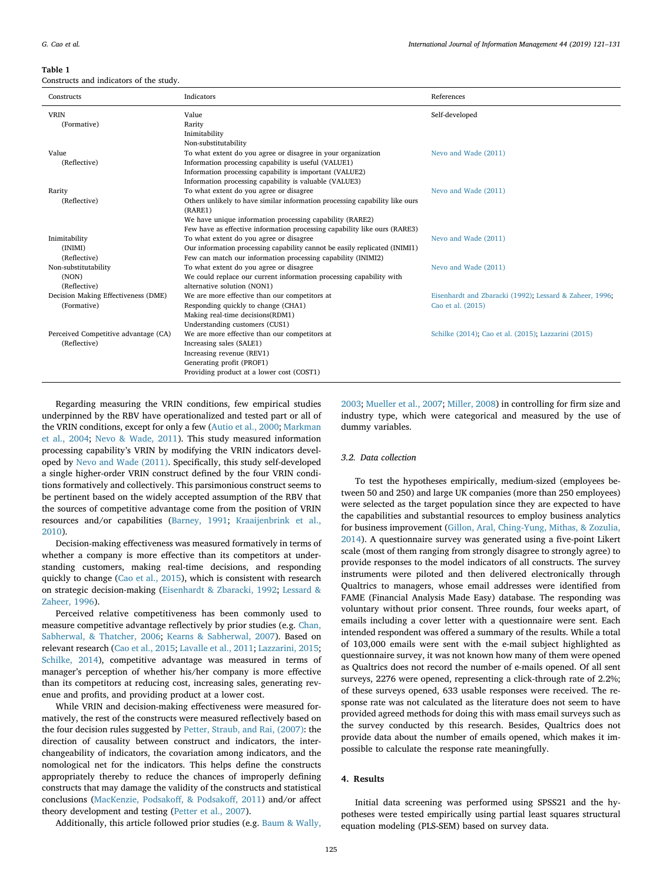**Table 1**
Constructs and indicators of the study.

| Constructs | Indicators | References |
|---|---|---|
| VRIN (Formative) | Value<br>Rarity<br>Inimitability<br>Non-substitutability | Self-developed |
| Value (Reflective) | To what extent do you agree or disagree in your organization<br>Information processing capability is useful (VALUE1)<br>Information processing capability is important (VALUE2)<br>Information processing capability is valuable (VALUE3) | Nevo and Wade (2011) |
| Rarity (Reflective) | To what extent do you agree or disagree<br>Others unlikely to have similar information processing capability like ours (RARE1)<br>We have unique information processing capability (RARE2)<br>Few have as effective information processing capability like ours (RARE3) | Nevo and Wade (2011) |
| Inimitability (INIMI) (Reflective) | To what extent do you agree or disagree<br>Our information processing capability cannot be easily replicated (INIMI1)<br>Few can match our information processing capability (INIMI2) | Nevo and Wade (2011) |
| Non-substitutability (NON) (Reflective) | To what extent do you agree or disagree<br>We could replace our current information processing capability with alternative solution (NON1) | Nevo and Wade (2011) |
| Decision Making Effectiveness (DME) (Formative) | We are more effective than our competitors at<br>Responding quickly to change (CHA1)<br>Making real-time decisions(RDM1)<br>Understanding customers (CUS1) | Eisenhardt and Zbaracki (1992); Lessard & Zaheer, 1996; Cao et al. (2015) |
| Perceived Competitive advantage (CA) (Reflective) | We are more effective than our competitors at<br>Increasing sales (SALE1)<br>Increasing revenue (REV1)<br>Generating profit (PROF1)<br>Providing product at a lower cost (COST1) | Schilke (2014); Cao et al. (2015); Lazzarini (2015) |

Regarding measuring the VRIN conditions, few empirical studies underpinned by the RBV have operationalized and tested part or all of the VRIN conditions, except for only a few (Autio et al., 2000; Markman et al., 2004; Nevo & Wade, 2011). This study measured information processing capability's VRIN by modifying the VRIN indicators developed by Nevo and Wade (2011). Specifically, this study self-developed a single higher-order VRIN construct defined by the four VRIN conditions formatively and collectively. This parsimonious construct seems to be pertinent based on the widely accepted assumption of the RBV that the sources of competitive advantage come from the position of VRIN resources and/or capabilities (Barney, 1991; Kraaijenbrink et al., 2010).

Decision-making effectiveness was measured formatively in terms of whether a company is more effective than its competitors at understanding customers, making real-time decisions, and responding quickly to change (Cao et al., 2015), which is consistent with research on strategic decision-making (Eisenhardt & Zbaracki, 1992; Lessard & Zaheer, 1996).

Perceived relative competitiveness has been commonly used to measure competitive advantage reflectively by prior studies (e.g. Chan, Sabherwal, & Thatcher, 2006; Kearns & Sabherwal, 2007). Based on relevant research (Cao et al., 2015; Lavalle et al., 2011; Lazzarini, 2015; Schilke, 2014), competitive advantage was measured in terms of manager's perception of whether his/her company is more effective than its competitors at reducing cost, increasing sales, generating revenue and profits, and providing product at a lower cost.

While VRIN and decision-making effectiveness were measured formatively, the rest of the constructs were measured reflectively based on the four decision rules suggested by Petter, Straub, and Rai, (2007): the direction of causality between construct and indicators, the interchangeability of indicators, the covariation among indicators, and the nomological net for the indicators. This helps define the constructs appropriately thereby to reduce the chances of improperly defining constructs that may damage the validity of the constructs and statistical conclusions (MacKenzie, Podsakoff, & Podsakoff, 2011) and/or affect theory development and testing (Petter et al., 2007).

Additionally, this article followed prior studies (e.g. Baum & Wally, 2003; Mueller et al., 2007; Miller, 2008) in controlling for firm size and industry type, which were categorical and measured by the use of dummy variables.

### 3.2. Data collection

To test the hypotheses empirically, medium-sized (employees between 50 and 250) and large UK companies (more than 250 employees) were selected as the target population since they are expected to have the capabilities and substantial resources to employ business analytics for business improvement (Gillon, Aral, Ching-Yung, Mithas, & Zozulia, 2014). A questionnaire survey was generated using a five-point Likert scale (most of them ranging from strongly disagree to strongly agree) to provide responses to the model indicators of all constructs. The survey instruments were piloted and then delivered electronically through Qualtrics to managers, whose email addresses were identified from FAME (Financial Analysis Made Easy) database. The responding was voluntary without prior consent. Three rounds, four weeks apart, of emails including a cover letter with a questionnaire were sent. Each intended respondent was offered a summary of the results. While a total of 103,000 emails were sent with the e-mail subject highlighted as questionnaire survey, it was not known how many of them were opened as Qualtrics does not record the number of e-mails opened. Of all sent surveys, 2276 were opened, representing a click-through rate of 2.2%; of these surveys opened, 633 usable responses were received. The response rate was not calculated as the literature does not seem to have provided agreed methods for doing this with mass email surveys such as the survey conducted by this research. Besides, Qualtrics does not provide data about the number of emails opened, which makes it impossible to calculate the response rate meaningfully.

## 4. Results

Initial data screening was performed using SPSS21 and the hypotheses were tested empirically using partial least squares structural equation modeling (PLS-SEM) based on survey data.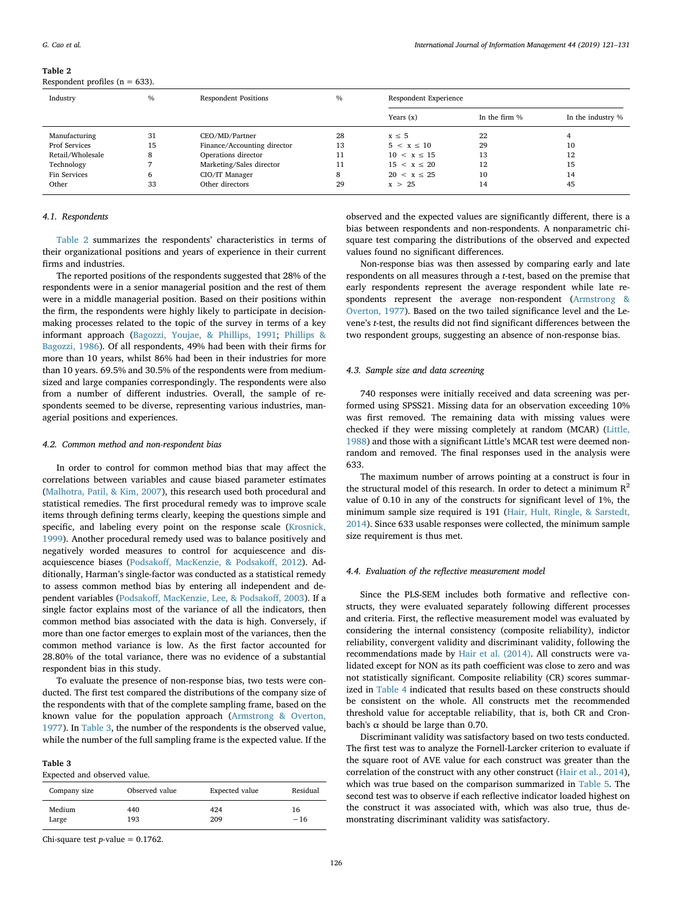**Table 2**
Respondent profiles (n = 633).

| Industry | % | Respondent Positions | % | Respondent Experience | | |
|---|---|---|---|---|---|---|
| | | | | Years (x) | In the firm % | In the industry % |
| Manufacturing | 31 | CEO/MD/Partner | 28 | $x \leq 5$ | 22 | 4 |
| Prof Services | 15 | Finance/Accounting director | 13 | $5 < x \leq 10$ | 29 | 10 |
| Retail/Wholesale | 8 | Operations director | 11 | $10 < x \leq 15$ | 13 | 12 |
| Technology | 7 | Marketing/Sales director | 11 | $15 < x \leq 20$ | 12 | 15 |
| Fin Services | 6 | CIO/IT Manager | 8 | $20 < x \leq 25$ | 10 | 14 |
| Other | 33 | Other directors | 29 | $x > 25$ | 14 | 45 |

### 4.1. Respondents

Table 2 summarizes the respondents' characteristics in terms of their organizational positions and years of experience in their current firms and industries.

The reported positions of the respondents suggested that 28% of the respondents were in a senior managerial position and the rest of them were in a middle managerial position. Based on their positions within the firm, the respondents were highly likely to participate in decision-making processes related to the topic of the survey in terms of a key informant approach (Bagozzi, Youjae, & Phillips, 1991; Phillips & Bagozzi, 1986). Of all respondents, 49% had been with their firms for more than 10 years, whilst 86% had been in their industries for more than 10 years. 69.5% and 30.5% of the respondents were from medium-sized and large companies correspondingly. The respondents were also from a number of different industries. Overall, the sample of respondents seemed to be diverse, representing various industries, managerial positions and experiences.

### 4.2. Common method and non-respondent bias

In order to control for common method bias that may affect the correlations between variables and cause biased parameter estimates (Malhotra, Patil, & Kim, 2007), this research used both procedural and statistical remedies. The first procedural remedy was to improve scale items through defining terms clearly, keeping the questions simple and specific, and labeling every point on the response scale (Krosnick, 1999). Another procedural remedy used was to balance positively and negatively worded measures to control for acquiescence and disacquiescence biases (Podsakoff, MacKenzie, & Podsakoff, 2012). Additionally, Harman's single-factor was conducted as a statistical remedy to assess common method bias by entering all independent and dependent variables (Podsakoff, MacKenzie, Lee, & Podsakoff, 2003). If a single factor explains most of the variance of all the indicators, then common method bias associated with the data is high. Conversely, if more than one factor emerges to explain most of the variances, then the common method variance is low. As the first factor accounted for 28.80% of the total variance, there was no evidence of a substantial respondent bias in this study.

To evaluate the presence of non-response bias, two tests were conducted. The first test compared the distributions of the company size of the respondents with that of the complete sampling frame, based on the known value for the population approach (Armstrong & Overton, 1977). In Table 3, the number of the respondents is the observed value, while the number of the full sampling frame is the expected value. If the observed and the expected values are significantly different, there is a bias between respondents and non-respondents. A nonparametric chi-square test comparing the distributions of the observed and expected values found no significant differences.

**Table 3**
Expected and observed value.

| Company size | Observed value | Expected value | Residual |
|---|---|---|---|
| Medium | 440 | 424 | 16 |
| Large | 193 | 209 | −16 |

Chi-square test *p*-value = 0.1762.

Non-response bias was then assessed by comparing early and late respondents on all measures through a *t*-test, based on the premise that early respondents represent the average respondent while late respondents represent the average non-respondent (Armstrong & Overton, 1977). Based on the two tailed significance level and the Levene's *t*-test, the results did not find significant differences between the two respondent groups, suggesting an absence of non-response bias.

### 4.3. Sample size and data screening

740 responses were initially received and data screening was performed using SPSS21. Missing data for an observation exceeding 10% was first removed. The remaining data with missing values were checked if they were missing completely at random (MCAR) (Little, 1988) and those with a significant Little's MCAR test were deemed non-random and removed. The final responses used in the analysis were 633.

The maximum number of arrows pointing at a construct is four in the structural model of this research. In order to detect a minimum $R^2$ value of 0.10 in any of the constructs for significant level of 1%, the minimum sample size required is 191 (Hair, Hult, Ringle, & Sarstedt, 2014). Since 633 usable responses were collected, the minimum sample size requirement is thus met.

### 4.4. Evaluation of the reflective measurement model

Since the PLS-SEM includes both formative and reflective constructs, they were evaluated separately following different processes and criteria. First, the reflective measurement model was evaluated by considering the internal consistency (composite reliability), indictor reliability, convergent validity and discriminant validity, following the recommendations made by Hair et al. (2014). All constructs were validated except for NON as its path coefficient was close to zero and was not statistically significant. Composite reliability (CR) scores summarized in Table 4 indicated that results based on these constructs should be consistent on the whole. All constructs met the recommended threshold value for acceptable reliability, that is, both CR and Cronbach's α should be large than 0.70.

Discriminant validity was satisfactory based on two tests conducted. The first test was to analyze the Fornell-Larcker criterion to evaluate if the square root of AVE value for each construct was greater than the correlation of the construct with any other construct (Hair et al., 2014), which was true based on the comparison summarized in Table 5. The second test was to observe if each reflective indicator loaded highest on the construct it was associated with, which was also true, thus demonstrating discriminant validity was satisfactory.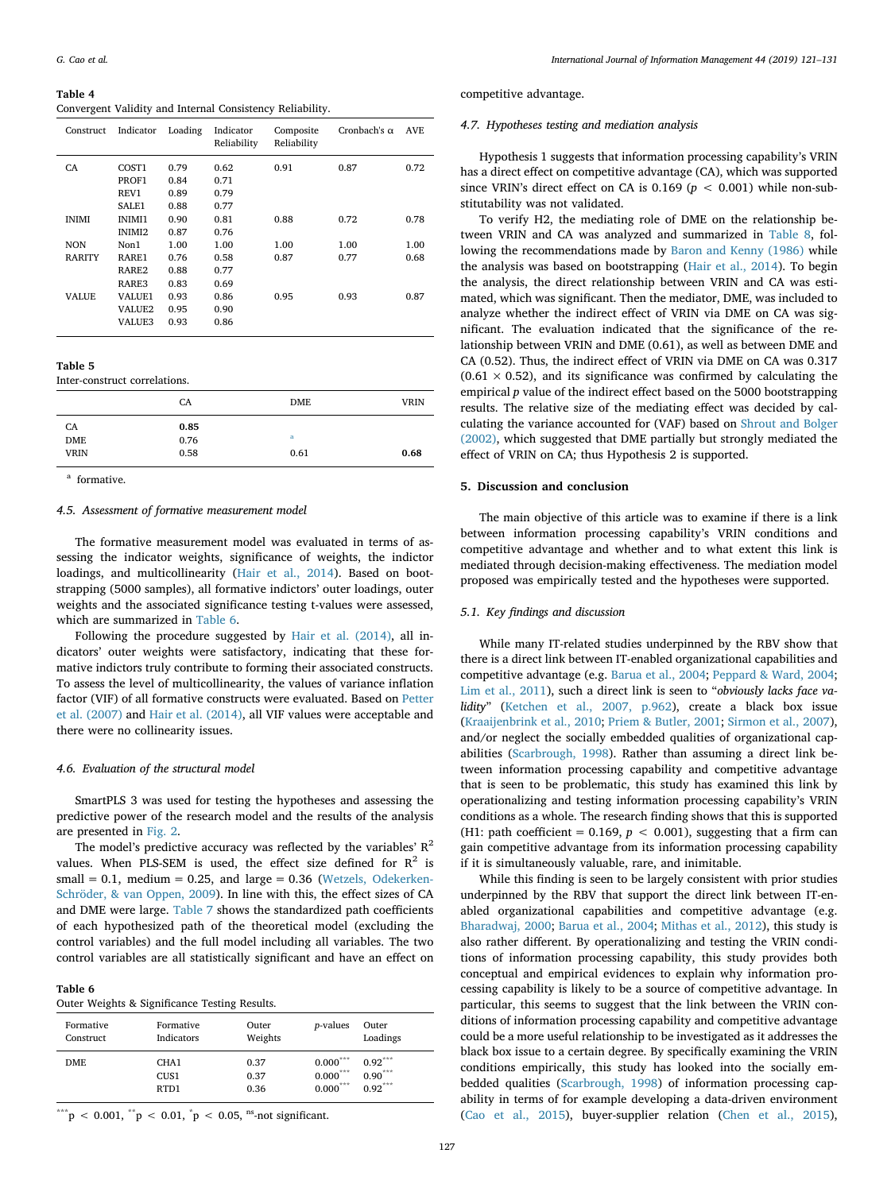Table 4
Convergent Validity and Internal Consistency Reliability.

| Construct | Indicator | Loading | Indicator Reliability | Composite Reliability | Cronbach's α | AVE |
|---|---|---|---|---|---|---|
| CA | COST1 | 0.79 | 0.62 | 0.91 | 0.87 | 0.72 |
| | PROF1 | 0.84 | 0.71 | | | |
| | REV1 | 0.89 | 0.79 | | | |
| | SALE1 | 0.88 | 0.77 | | | |
| INIMI | INIMI1 | 0.90 | 0.81 | 0.88 | 0.72 | 0.78 |
| | INIMI2 | 0.87 | 0.76 | | | |
| NON | Non1 | 1.00 | 1.00 | 1.00 | 1.00 | 1.00 |
| RARITY | RARE1 | 0.76 | 0.58 | 0.87 | 0.77 | 0.68 |
| | RARE2 | 0.88 | 0.77 | | | |
| | RARE3 | 0.83 | 0.69 | | | |
| VALUE | VALUE1 | 0.93 | 0.86 | 0.95 | 0.93 | 0.87 |
| | VALUE2 | 0.95 | 0.90 | | | |
| | VALUE3 | 0.93 | 0.86 | | | |

Table 5
Inter-construct correlations.

| | CA | DME | VRIN |
|---|---|---|---|
| CA | **0.85** | | |
| DME | 0.76 | [a] | |
| VRIN | 0.58 | 0.61 | **0.68** |

[a] formative.

### 4.5. Assessment of formative measurement model

The formative measurement model was evaluated in terms of assessing the indicator weights, significance of weights, the indictor loadings, and multicollinearity (Hair et al., 2014). Based on bootstrapping (5000 samples), all formative indictors' outer loadings, outer weights and the associated significance testing t-values were assessed, which are summarized in Table 6.

Following the procedure suggested by Hair et al. (2014), all indicators' outer weights were satisfactory, indicating that these formative indictors truly contribute to forming their associated constructs. To assess the level of multicollinearity, the values of variance inflation factor (VIF) of all formative constructs were evaluated. Based on Petter et al. (2007) and Hair et al. (2014), all VIF values were acceptable and there were no collinearity issues.

### 4.6. Evaluation of the structural model

SmartPLS 3 was used for testing the hypotheses and assessing the predictive power of the research model and the results of the analysis are presented in Fig. 2.

The model's predictive accuracy was reflected by the variables' $R^2$ values. When PLS-SEM is used, the effect size defined for $R^2$ is small = 0.1, medium = 0.25, and large = 0.36 (Wetzels, Odekerken-Schröder, & van Oppen, 2009). In line with this, the effect sizes of CA and DME were large. Table 7 shows the standardized path coefficients of each hypothesized path of the theoretical model (excluding the control variables) and the full model including all variables. The two control variables are all statistically significant and have an effect on competitive advantage.

Table 6
Outer Weights & Significance Testing Results.

| Formative Construct | Formative Indicators | Outer Weights | p-values | Outer Loadings |
|---|---|---|---|---|
| DME | CHA1 | 0.37 | 0.000*** | 0.92*** |
| | CUS1 | 0.37 | 0.000*** | 0.90*** |
| | RTD1 | 0.36 | 0.000*** | 0.92*** |

***$p < 0.001$, **$p < 0.01$, *$p < 0.05$, ns-not significant.

### 4.7. Hypotheses testing and mediation analysis

Hypothesis 1 suggests that information processing capability's VRIN has a direct effect on competitive advantage (CA), which was supported since VRIN's direct effect on CA is 0.169 ($p < 0.001$) while non-substitutability was not validated.

To verify H2, the mediating role of DME on the relationship between VRIN and CA was analyzed and summarized in Table 8, following the recommendations made by Baron and Kenny (1986) while the analysis was based on bootstrapping (Hair et al., 2014). To begin the analysis, the direct relationship between VRIN and CA was estimated, which was significant. Then the mediator, DME, was included to analyze whether the indirect effect of VRIN via DME on CA was significant. The evaluation indicated that the significance of the relationship between VRIN and DME (0.61), as well as between DME and CA (0.52). Thus, the indirect effect of VRIN via DME on CA was 0.317 ($0.61 \times 0.52$), and its significance was confirmed by calculating the empirical $p$ value of the indirect effect based on the 5000 bootstrapping results. The relative size of the mediating effect was decided by calculating the variance accounted for (VAF) based on Shrout and Bolger (2002), which suggested that DME partially but strongly mediated the effect of VRIN on CA; thus Hypothesis 2 is supported.

## 5. Discussion and conclusion

The main objective of this article was to examine if there is a link between information processing capability's VRIN conditions and competitive advantage and whether and to what extent this link is mediated through decision-making effectiveness. The mediation model proposed was empirically tested and the hypotheses were supported.

### 5.1. Key findings and discussion

While many IT-related studies underpinned by the RBV show that there is a direct link between IT-enabled organizational capabilities and competitive advantage (e.g. Barua et al., 2004; Peppard & Ward, 2004; Lim et al., 2011), such a direct link is seen to "*obviously lacks face validity*" (Ketchen et al., 2007, p.962), create a black box issue (Kraaijenbrink et al., 2010; Priem & Butler, 2001; Sirmon et al., 2007), and/or neglect the socially embedded qualities of organizational capabilities (Scarbrough, 1998). Rather than assuming a direct link between information processing capability and competitive advantage that is seen to be problematic, this study has examined this link by operationalizing and testing information processing capability's VRIN conditions as a whole. The research finding shows that this is supported (H1: path coefficient = 0.169, $p < 0.001$), suggesting that a firm can gain competitive advantage from its information processing capability if it is simultaneously valuable, rare, and inimitable.

While this finding is seen to be largely consistent with prior studies underpinned by the RBV that support the direct link between IT-enabled organizational capabilities and competitive advantage (e.g. Bharadwaj, 2000; Barua et al., 2004; Mithas et al., 2012), this study is also rather different. By operationalizing and testing the VRIN conditions of information processing capability, this study provides both conceptual and empirical evidences to explain why information processing capability is likely to be a source of competitive advantage. In particular, this seems to suggest that the link between the VRIN conditions of information processing capability and competitive advantage could be a more useful relationship to be investigated as it addresses the black box issue to a certain degree. By specifically examining the VRIN conditions empirically, this study has looked into the socially embedded qualities (Scarbrough, 1998) of information processing capability in terms of for example developing a data-driven environment (Cao et al., 2015), buyer-supplier relation (Chen et al., 2015),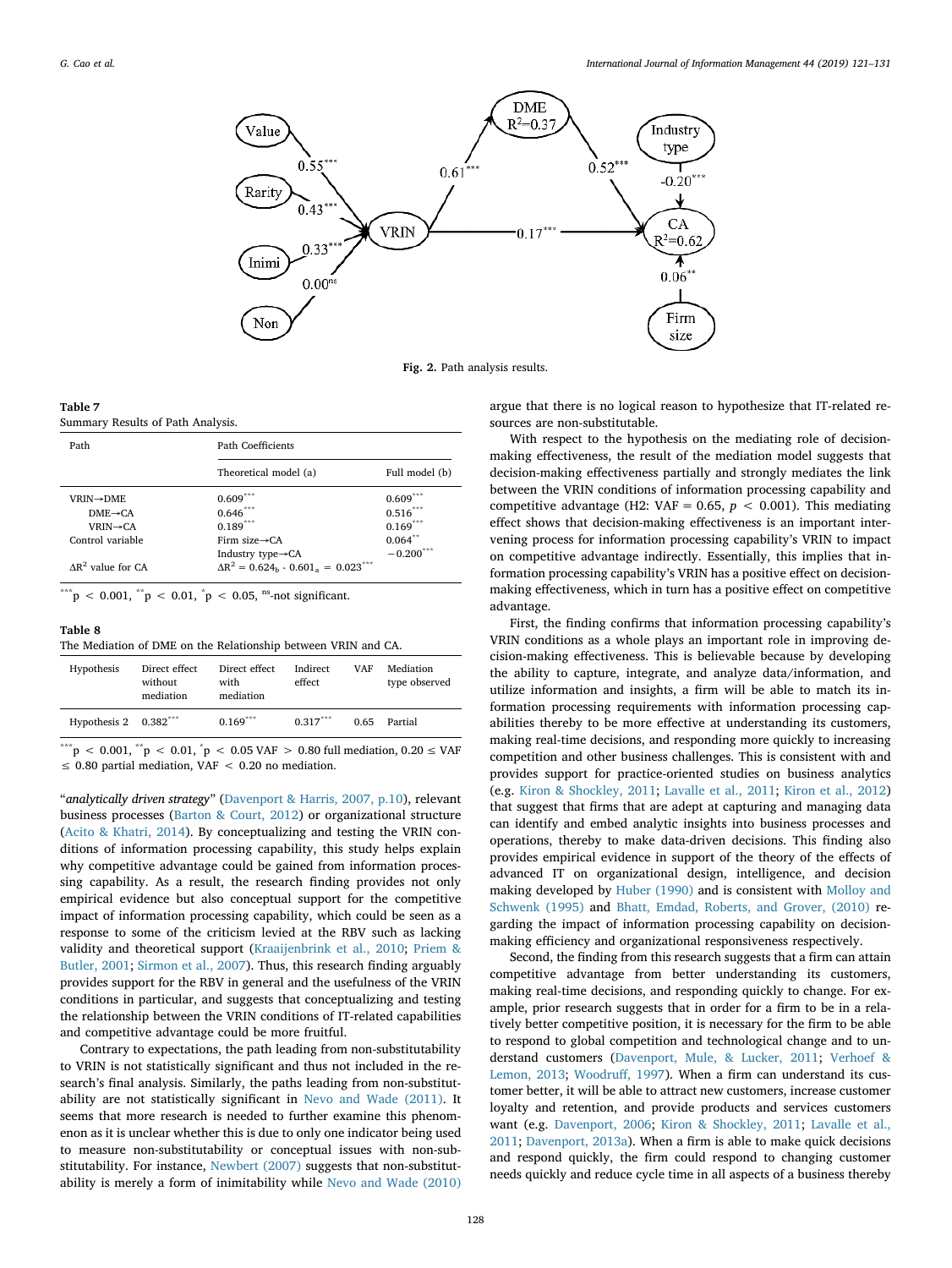Fig. 2. Path analysis results.

Table 7
Summary Results of Path Analysis.

| Path | Path Coefficients | |
|---|---|---|
| | Theoretical model (a) | Full model (b) |
| VRIN→DME | 0.609*** | 0.609*** |
| DME→CA | 0.646*** | 0.516*** |
| VRIN→CA | 0.189*** | 0.169*** |
| Control variable | Firm size→CA | 0.064** |
| | Industry type→CA | −0.200*** |
| $\Delta R^2$ value for CA | $\Delta R^2 = 0.624_b - 0.601_a = 0.023$*** | |

***p < 0.001, **p < 0.01, *p < 0.05, ns-not significant.

Table 8
The Mediation of DME on the Relationship between VRIN and CA.

| Hypothesis | Direct effect without mediation | Direct effect with mediation | Indirect effect | VAF | Mediation type observed |
|---|---|---|---|---|---|
| Hypothesis 2 | 0.382*** | 0.169*** | 0.317*** | 0.65 | Partial |

***p < 0.001, **p < 0.01, *p < 0.05 VAF > 0.80 full mediation, 0.20 ≤ VAF ≤ 0.80 partial mediation, VAF < 0.20 no mediation.

"*analytically driven strategy*" (Davenport & Harris, 2007, p.10), relevant business processes (Barton & Court, 2012) or organizational structure (Acito & Khatri, 2014). By conceptualizing and testing the VRIN conditions of information processing capability, this study helps explain why competitive advantage could be gained from information processing capability. As a result, the research finding provides not only empirical evidence but also conceptual support for the competitive impact of information processing capability, which could be seen as a response to some of the criticism levied at the RBV such as lacking validity and theoretical support (Kraaijenbrink et al., 2010; Priem & Butler, 2001; Sirmon et al., 2007). Thus, this research finding arguably provides support for the RBV in general and the usefulness of the VRIN conditions in particular, and suggests that conceptualizing and testing the relationship between the VRIN conditions of IT-related capabilities and competitive advantage could be more fruitful.

Contrary to expectations, the path leading from non-substitutability to VRIN is not statistically significant and thus not included in the research's final analysis. Similarly, the paths leading from non-substitutability are not statistically significant in Nevo and Wade (2011). It seems that more research is needed to further examine this phenomenon as it is unclear whether this is due to only one indicator being used to measure non-substitutability or conceptual issues with non-substitutability. For instance, Newbert (2007) suggests that non-substitutability is merely a form of inimitability while Nevo and Wade (2010) argue that there is no logical reason to hypothesize that IT-related resources are non-substitutable.

With respect to the hypothesis on the mediating role of decision-making effectiveness, the result of the mediation model suggests that decision-making effectiveness partially and strongly mediates the link between the VRIN conditions of information processing capability and competitive advantage (H2: VAF = 0.65, $p < 0.001$). This mediating effect shows that decision-making effectiveness is an important intervening process for information processing capability's VRIN to impact on competitive advantage indirectly. Essentially, this implies that information processing capability's VRIN has a positive effect on decision-making effectiveness, which in turn has a positive effect on competitive advantage.

First, the finding confirms that information processing capability's VRIN conditions as a whole plays an important role in improving decision-making effectiveness. This is believable because by developing the ability to capture, integrate, and analyze data/information, and utilize information and insights, a firm will be able to match its information processing requirements with information processing capabilities thereby to be more effective at understanding its customers, making real-time decisions, and responding more quickly to increasing competition and other business challenges. This is consistent with and provides support for practice-oriented studies on business analytics (e.g. Kiron & Shockley, 2011; Lavalle et al., 2011; Kiron et al., 2012) that suggest that firms that are adept at capturing and managing data can identify and embed analytic insights into business processes and operations, thereby to make data-driven decisions. This finding also provides empirical evidence in support of the theory of the effects of advanced IT on organizational design, intelligence, and decision making developed by Huber (1990) and is consistent with Molloy and Schwenk (1995) and Bhatt, Emdad, Roberts, and Grover, (2010) regarding the impact of information processing capability on decision-making efficiency and organizational responsiveness respectively.

Second, the finding from this research suggests that a firm can attain competitive advantage from better understanding its customers, making real-time decisions, and responding quickly to change. For example, prior research suggests that in order for a firm to be in a relatively better competitive position, it is necessary for the firm to be able to respond to global competition and technological change and to understand customers (Davenport, Mule, & Lucker, 2011; Verhoef & Lemon, 2013; Woodruff, 1997). When a firm can understand its customer better, it will be able to attract new customers, increase customer loyalty and retention, and provide products and services customers want (e.g. Davenport, 2006; Kiron & Shockley, 2011; Lavalle et al., 2011; Davenport, 2013a). When a firm is able to make quick decisions and respond quickly, the firm could respond to changing customer needs quickly and reduce cycle time in all aspects of a business thereby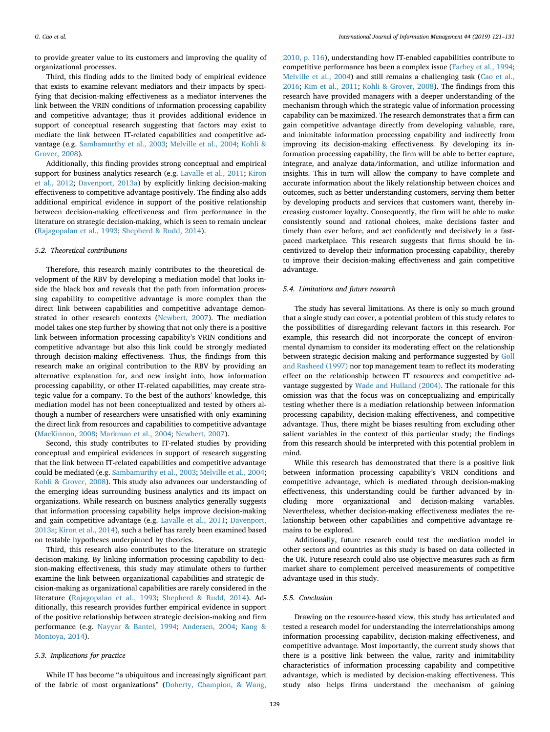to provide greater value to its customers and improving the quality of organizational processes.

Third, this finding adds to the limited body of empirical evidence that exists to examine relevant mediators and their impacts by specifying that decision-making effectiveness as a mediator intervenes the link between the VRIN conditions of information processing capability and competitive advantage; thus it provides additional evidence in support of conceptual research suggesting that factors may exist to mediate the link between IT-related capabilities and competitive advantage (e.g. Sambamurthy et al., 2003; Melville et al., 2004; Kohli & Grover, 2008).

Additionally, this finding provides strong conceptual and empirical support for business analytics research (e.g. Lavalle et al., 2011; Kiron et al., 2012; Davenport, 2013a) by explicitly linking decision-making effectiveness to competitive advantage positively. The finding also adds additional empirical evidence in support of the positive relationship between decision-making effectiveness and firm performance in the literature on strategic decision-making, which is seen to remain unclear (Rajagopalan et al., 1993; Shepherd & Rudd, 2014).

### 5.2. Theoretical contributions

Therefore, this research mainly contributes to the theoretical development of the RBV by developing a mediation model that looks inside the black box and reveals that the path from information processing capability to competitive advantage is more complex than the direct link between capabilities and competitive advantage demonstrated in other research contexts (Newbert, 2007). The mediation model takes one step further by showing that not only there is a positive link between information processing capability's VRIN conditions and competitive advantage but also this link could be strongly mediated through decision-making effectiveness. Thus, the findings from this research make an original contribution to the RBV by providing an alternative explanation for, and new insight into, how information processing capability, or other IT-related capabilities, may create strategic value for a company. To the best of the authors' knowledge, this mediation model has not been conceptualized and tested by others although a number of researchers were unsatisfied with only examining the direct link from resources and capabilities to competitive advantage (MacKinnon, 2008; Markman et al., 2004; Newbert, 2007).

Second, this study contributes to IT-related studies by providing conceptual and empirical evidences in support of research suggesting that the link between IT-related capabilities and competitive advantage could be mediated (e.g. Sambamurthy et al., 2003; Melville et al., 2004; Kohli & Grover, 2008). This study also advances our understanding of the emerging ideas surrounding business analytics and its impact on organizations. While research on business analytics generally suggests that information processing capability helps improve decision-making and gain competitive advantage (e.g. Lavalle et al., 2011; Davenport, 2013a; Kiron et al., 2014), such a belief has rarely been examined based on testable hypotheses underpinned by theories.

Third, this research also contributes to the literature on strategic decision-making. By linking information processing capability to decision-making effectiveness, this study may stimulate others to further examine the link between organizational capabilities and strategic decision-making as organizational capabilities are rarely considered in the literature (Rajagopalan et al., 1993; Shepherd & Rudd, 2014). Additionally, this research provides further empirical evidence in support of the positive relationship between strategic decision-making and firm performance (e.g. Nayyar & Bantel, 1994; Andersen, 2004; Kang & Montoya, 2014).

### 5.3. Implications for practice

While IT has become "a ubiquitous and increasingly significant part of the fabric of most organizations" (Doherty, Champion, & Wang, 2010, p. 116), understanding how IT-enabled capabilities contribute to competitive performance has been a complex issue (Farbey et al., 1994; Melville et al., 2004) and still remains a challenging task (Cao et al., 2016; Kim et al., 2011; Kohli & Grover, 2008). The findings from this research have provided managers with a deeper understanding of the mechanism through which the strategic value of information processing capability can be maximized. The research demonstrates that a firm can gain competitive advantage directly from developing valuable, rare, and inimitable information processing capability and indirectly from improving its decision-making effectiveness. By developing its information processing capability, the firm will be able to better capture, integrate, and analyze data/information, and utilize information and insights. This in turn will allow the company to have complete and accurate information about the likely relationship between choices and outcomes, such as better understanding customers, serving them better by developing products and services that customers want, thereby increasing customer loyalty. Consequently, the firm will be able to make consistently sound and rational choices, make decisions faster and timely than ever before, and act confidently and decisively in a fast-paced marketplace. This research suggests that firms should be incentivized to develop their information processing capability, thereby to improve their decision-making effectiveness and gain competitive advantage.

### 5.4. Limitations and future research

The study has several limitations. As there is only so much ground that a single study can cover, a potential problem of this study relates to the possibilities of disregarding relevant factors in this research. For example, this research did not incorporate the concept of environmental dynamism to consider its moderating effect on the relationship between strategic decision making and performance suggested by Goll and Rasheed (1997) nor top management team to reflect its moderating effect on the relationship between IT resources and competitive advantage suggested by Wade and Hulland (2004). The rationale for this omission was that the focus was on conceptualizing and empirically testing whether there is a mediation relationship between information processing capability, decision-making effectiveness, and competitive advantage. Thus, there might be biases resulting from excluding other salient variables in the context of this particular study; the findings from this research should be interpreted with this potential problem in mind.

While this research has demonstrated that there is a positive link between information processing capability's VRIN conditions and competitive advantage, which is mediated through decision-making effectiveness, this understanding could be further advanced by including more organizational and decision-making variables. Nevertheless, whether decision-making effectiveness mediates the relationship between other capabilities and competitive advantage remains to be explored.

Additionally, future research could test the mediation model in other sectors and countries as this study is based on data collected in the UK. Future research could also use objective measures such as firm market share to complement perceived measurements of competitive advantage used in this study.

### 5.5. Conclusion

Drawing on the resource-based view, this study has articulated and tested a research model for understanding the interrelationships among information processing capability, decision-making effectiveness, and competitive advantage. Most importantly, the current study shows that there is a positive link between the value, rarity and inimitability characteristics of information processing capability and competitive advantage, which is mediated by decision-making effectiveness. This study also helps firms understand the mechanism of gaining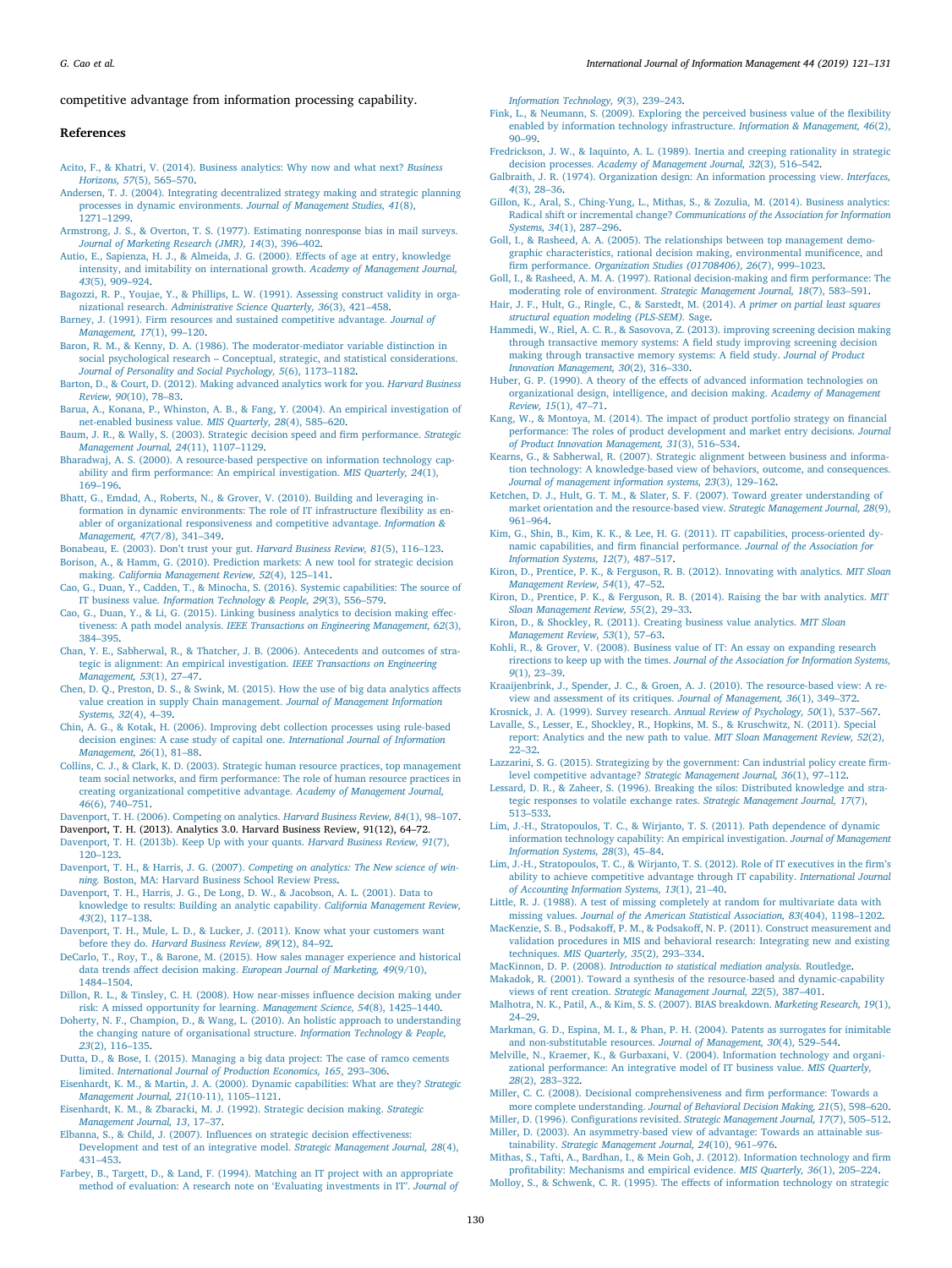competitive advantage from information processing capability.

## References

Acito, F., & Khatri, V. (2014). Business analytics: Why now and what next? *Business Horizons, 57*(5), 565–570.

Andersen, T. J. (2004). Integrating decentralized strategy making and strategic planning processes in dynamic environments. *Journal of Management Studies, 41*(8), 1271–1299.

Armstrong, J. S., & Overton, T. S. (1977). Estimating nonresponse bias in mail surveys. *Journal of Marketing Research (JMR), 14*(3), 396–402.

Autio, E., Sapienza, H. J., & Almeida, J. G. (2000). Effects of age at entry, knowledge intensity, and imitability on international growth. *Academy of Management Journal, 43*(5), 909–924.

Bagozzi, R. P., Youjae, Y., & Phillips, L. W. (1991). Assessing construct validity in organizational research. *Administrative Science Quarterly, 36*(3), 421–458.

Barney, J. (1991). Firm resources and sustained competitive advantage. *Journal of Management, 17*(1), 99–120.

Baron, R. M., & Kenny, D. A. (1986). The moderator-mediator variable distinction in social psychological research – Conceptual, strategic, and statistical considerations. *Journal of Personality and Social Psychology, 5*(6), 1173–1182.

Barton, D., & Court, D. (2012). Making advanced analytics work for you. *Harvard Business Review, 90*(10), 78–83.

Barua, A., Konana, P., Whinston, A. B., & Fang, Y. (2004). An empirical investigation of net-enabled business value. *MIS Quarterly, 28*(4), 585–620.

Baum, J. R., & Wally, S. (2003). Strategic decision speed and firm performance. *Strategic Management Journal, 24*(11), 1107–1129.

Bharadwaj, A. S. (2000). A resource-based perspective on information technology capability and firm performance: An empirical investigation. *MIS Quarterly, 24*(1), 169–196.

Bhatt, G., Emdad, A., Roberts, N., & Grover, V. (2010). Building and leveraging information in dynamic environments: The role of IT infrastructure flexibility as enabler of organizational responsiveness and competitive advantage. *Information & Management, 47*(7/8), 341–349.

Bonabeau, E. (2003). Don't trust your gut. *Harvard Business Review, 81*(5), 116–123.

Borison, A., & Hamm, G. (2010). Prediction markets: A new tool for strategic decision making. *California Management Review, 52*(4), 125–141.

Cao, G., Duan, Y., Cadden, T., & Minocha, S. (2016). Systemic capabilities: The source of IT business value. *Information Technology & People, 29*(3), 556–579.

Cao, G., Duan, Y., & Li, G. (2015). Linking business analytics to decision making effectiveness: A path model analysis. *IEEE Transactions on Engineering Management, 62*(3), 384–395.

Chan, Y. E., Sabherwal, R., & Thatcher, J. B. (2006). Antecedents and outcomes of strategic is alignment: An empirical investigation. *IEEE Transactions on Engineering Management, 53*(1), 27–47.

Chen, D. Q., Preston, D. S., & Swink, M. (2015). How the use of big data analytics affects value creation in supply Chain management. *Journal of Management Information Systems, 32*(4), 4–39.

Chin, A. G., & Kotak, H. (2006). Improving debt collection processes using rule-based decision engines: A case study of capital one. *International Journal of Information Management, 26*(1), 81–88.

Collins, C. J., & Clark, K. D. (2003). Strategic human resource practices, top management team social networks, and firm performance: The role of human resource practices in creating organizational competitive advantage. *Academy of Management Journal, 46*(6), 740–751.

Davenport, T. H. (2006). Competing on analytics. *Harvard Business Review, 84*(1), 98–107.

Davenport, T. H. (2013). Analytics 3.0. Harvard Business Review, 91(12), 64–72.

Davenport, T. H. (2013b). Keep Up with your quants. *Harvard Business Review, 91*(7), 120–123.

Davenport, T. H., & Harris, J. G. (2007). *Competing on analytics: The New science of winning.* Boston, MA: Harvard Business School Review Press.

Davenport, T. H., Harris, J. G., De Long, D. W., & Jacobson, A. L. (2001). Data to knowledge to results: Building an analytic capability. *California Management Review, 43*(2), 117–138.

Davenport, T. H., Mule, L. D., & Lucker, J. (2011). Know what your customers want before they do. *Harvard Business Review, 89*(12), 84–92.

DeCarlo, T., Roy, T., & Barone, M. (2015). How sales manager experience and historical data trends affect decision making. *European Journal of Marketing, 49*(9/10), 1484–1504.

Dillon, R. L., & Tinsley, C. H. (2008). How near-misses influence decision making under risk: A missed opportunity for learning. *Management Science, 54*(8), 1425–1440.

Doherty, N. F., Champion, D., & Wang, L. (2010). An holistic approach to understanding the changing nature of organisational structure. *Information Technology & People, 23*(2), 116–135.

Dutta, D., & Bose, I. (2015). Managing a big data project: The case of ramco cements limited. *International Journal of Production Economics, 165*, 293–306.

Eisenhardt, K. M., & Martin, J. A. (2000). Dynamic capabilities: What are they? *Strategic Management Journal, 21*(10-11), 1105–1121.

Eisenhardt, K. M., & Zbaracki, M. J. (1992). Strategic decision making. *Strategic Management Journal, 13*, 17–37.

Elbanna, S., & Child, J. (2007). Influences on strategic decision effectiveness: Development and test of an integrative model. *Strategic Management Journal, 28*(4), 431–453.

Farbey, B., Targett, D., & Land, F. (1994). Matching an IT project with an appropriate method of evaluation: A research note on 'Evaluating investments in IT'. *Journal of Information Technology, 9*(3), 239–243.

Fink, L., & Neumann, S. (2009). Exploring the perceived business value of the flexibility enabled by information technology infrastructure. *Information & Management, 46*(2), 90–99.

Fredrickson, J. W., & Iaquinto, A. L. (1989). Inertia and creeping rationality in strategic decision processes. *Academy of Management Journal, 32*(3), 516–542.

Galbraith, J. R. (1974). Organization design: An information processing view. *Interfaces, 4*(3), 28–36.

Gillon, K., Aral, S., Ching-Yung, L., Mithas, S., & Zozulia, M. (2014). Business analytics: Radical shift or incremental change? *Communications of the Association for Information Systems, 34*(1), 287–296.

Goll, I., & Rasheed, A. A. (2005). The relationships between top management demographic characteristics, rational decision making, environmental munificence, and firm performance. *Organization Studies (01708406), 26*(7), 999–1023.

Goll, I., & Rasheed, A. M. A. (1997). Rational decision-making and firm performance: The moderating role of environment. *Strategic Management Journal, 18*(7), 583–591.

Hair, J. F., Hult, G., Ringle, C., & Sarstedt, M. (2014). *A primer on partial least squares structural equation modeling (PLS-SEM).* Sage.

Hammedi, W., Riel, A. C. R., & Sasovova, Z. (2013). improving screening decision making through transactive memory systems: A field study improving screening decision making through transactive memory systems: A field study. *Journal of Product Innovation Management, 30*(2), 316–330.

Huber, G. P. (1990). A theory of the effects of advanced information technologies on organizational design, intelligence, and decision making. *Academy of Management Review, 15*(1), 47–71.

Kang, W., & Montoya, M. (2014). The impact of product portfolio strategy on financial performance: The roles of product development and market entry decisions. *Journal of Product Innovation Management, 31*(3), 516–534.

Kearns, G., & Sabherwal, R. (2007). Strategic alignment between business and information technology: A knowledge-based view of behaviors, outcome, and consequences. *Journal of management information systems, 23*(3), 129–162.

Ketchen, D. J., Hult, G. T. M., & Slater, S. F. (2007). Toward greater understanding of market orientation and the resource-based view. *Strategic Management Journal, 28*(9), 961–964.

Kim, G., Shin, B., Kim, K. K., & Lee, H. G. (2011). IT capabilities, process-oriented dynamic capabilities, and firm financial performance. *Journal of the Association for Information Systems, 12*(7), 487–517.

Kiron, D., Prentice, P. K., & Ferguson, R. B. (2012). Innovating with analytics. *MIT Sloan Management Review, 54*(1), 47–52.

Kiron, D., Prentice, P. K., & Ferguson, R. B. (2014). Raising the bar with analytics. *MIT Sloan Management Review, 55*(2), 29–33.

Kiron, D., & Shockley, R. (2011). Creating business value analytics. *MIT Sloan Management Review, 53*(1), 57–63.

Kohli, R., & Grover, V. (2008). Business value of IT: An essay on expanding research rirections to keep up with the times. *Journal of the Association for Information Systems, 9*(1), 23–39.

Kraaijenbrink, J., Spender, J. C., & Groen, A. J. (2010). The resource-based view: A review and assessment of its critiques. *Journal of Management, 36*(1), 349–372.

Krosnick, J. A. (1999). Survey research. *Annual Review of Psychology, 50*(1), 537–567.

Lavalle, S., Lesser, E., Shockley, R., Hopkins, M. S., & Kruschwitz, N. (2011). Special report: Analytics and the new path to value. *MIT Sloan Management Review, 52*(2), 22–32.

Lazzarini, S. G. (2015). Strategizing by the government: Can industrial policy create firm-level competitive advantage? *Strategic Management Journal, 36*(1), 97–112.

Lessard, D. R., & Zaheer, S. (1996). Breaking the silos: Distributed knowledge and strategic responses to volatile exchange rates. *Strategic Management Journal, 17*(7), 513–533.

Lim, J.-H., Stratopoulos, T. C., & Wirjanto, T. S. (2011). Path dependence of dynamic information technology capability: An empirical investigation. *Journal of Management Information Systems, 28*(3), 45–84.

Lim, J.-H., Stratopoulos, T. C., & Wirjanto, T. S. (2012). Role of IT executives in the firm's ability to achieve competitive advantage through IT capability. *International Journal of Accounting Information Systems, 13*(1), 21–40.

Little, R. J. (1988). A test of missing completely at random for multivariate data with missing values. *Journal of the American Statistical Association, 83*(404), 1198–1202.

MacKenzie, S. B., Podsakoff, P. M., & Podsakoff, N. P. (2011). Construct measurement and validation procedures in MIS and behavioral research: Integrating new and existing techniques. *MIS Quarterly, 35*(2), 293–334.

MacKinnon, D. P. (2008). *Introduction to statistical mediation analysis.* Routledge.

Makadok, R. (2001). Toward a synthesis of the resource-based and dynamic-capability views of rent creation. *Strategic Management Journal, 22*(5), 387–401.

Malhotra, N. K., Patil, A., & Kim, S. S. (2007). BIAS breakdown. *Marketing Research, 19*(1), 24–29.

Markman, G. D., Espina, M. I., & Phan, P. H. (2004). Patents as surrogates for inimitable and non-substitutable resources. *Journal of Management, 30*(4), 529–544.

Melville, N., Kraemer, K., & Gurbaxani, V. (2004). Information technology and organizational performance: An integrative model of IT business value. *MIS Quarterly, 28*(2), 283–322.

Miller, C. C. (2008). Decisional comprehensiveness and firm performance: Towards a more complete understanding. *Journal of Behavioral Decision Making, 21*(5), 598–620.

Miller, D. (1996). Configurations revisited. *Strategic Management Journal, 17*(7), 505–512.

Miller, D. (2003). An asymmetry-based view of advantage: Towards an attainable sustainability. *Strategic Management Journal, 24*(10), 961–976.

Mithas, S., Tafti, A., Bardhan, I., & Mein Goh, J. (2012). Information technology and firm profitability: Mechanisms and empirical evidence. *MIS Quarterly, 36*(1), 205–224.

Molloy, S., & Schwenk, C. R. (1995). The effects of information technology on strategic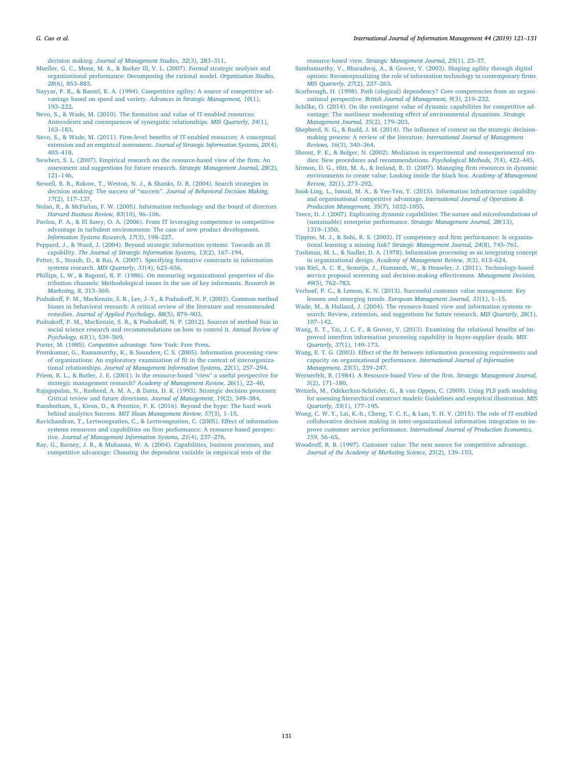decision making. *Journal of Management Studies, 32*(3), 283–311.

Mueller, G. C., Mone, M. A., & Barker Ill, V. L. (2007). Formal strategic analyses and organizational performance: Decomposing the rational model. *Organization Studies, 28*(6), 853–883.

Nayyar, P. R., & Bantel, K. A. (1994). Competitive agility: A source of competitive advantage based on speed and variety. *Advances in Strategic Management, 10*(1), 193–222.

Nevo, S., & Wade, M. (2010). The formation and value of IT-enabled resources: Antecedents and consequences of synergistic relationships. *MIS Quarterly, 34*(1), 163–183.

Nevo, S., & Wade, M. (2011). Firm-level benefits of IT-enabled resources: A conceptual extension and an empirical assessment. *Journal of Strategic Information Systems, 20*(4), 403–418.

Newbert, S. L. (2007). Empirical research on the resource-based view of the firm: An assessment and suggestions for future research. *Strategic Management Journal, 28*(2), 121–146.

Newell, B. R., Rakow, T., Weston, N. J., & Shanks, D. R. (2004). Search strategies in decision making: The success of "success". *Journal of Behavioral Decision Making, 17*(2), 117–137.

Nolan, R., & McFarlan, F. W. (2005). Information technology and the board of directors. *Harvard Business Review, 83*(10), 96–106.

Pavlou, P. A., & El Sawy, O. A. (2006). From IT leveraging competence to competitive advantage in turbulent environments: The case of new product development. *Information Systems Research, 17*(3), 198–227.

Peppard, J., & Ward, J. (2004). Beyond strategic information systems: Towards an IS capability. *The Journal of Strategic Information Systems, 13*(2), 167–194.

Petter, S., Straub, D., & Rai, A. (2007). Specifying formative constructs in information systems research. *MIS Quarterly, 31*(4), 623–656.

Phillips, L. W., & Bagozzi, R. P. (1986). On measuring organizational properties of distribution channels: Methodological issues in the use of key informants. *Research in Marketing, 8*, 313–369.

Podsakoff, P. M., MacKenzie, S. B., Lee, J.-Y., & Podsakoff, N. P. (2003). Common method biases in behavioral research: A critical review of the literature and recommended remedies. *Journal of Applied Psychology, 88*(5), 879–903.

Podsakoff, P. M., MacKenzie, S. B., & Podsakoff, N. P. (2012). Sources of method bias in social science research and recommendations on how to control it. *Annual Review of Psychology, 63*(1), 539–569.

Porter, M. (1985). *Competitive advantage.* New York: Free Press.

Premkumar, G., Ramamurthy, K., & Saunders, C. S. (2005). Information processing view of organizations: An exploratory examination of fit in the context of interorganizational relationships. *Journal of Management Information Systems, 22*(1), 257–294.

Priem, R. L., & Butler, J. E. (2001). Is the resource-based "view" a useful perspective for strategic management research? *Academy of Management Review, 26*(1), 22–40.

Rajagopalan, N., Rasheed, A. M. A., & Datta, D. K. (1993). Strategic decision processes: Critical review and future directions. *Journal of Management, 19*(2), 349–384.

Ransbotham, S., Kiron, D., & Prentice, P. K. (2016). Beyond the hype: The hard work behind analytics Success. *MIT Sloan Management Review, 57*(3), 1–15.

Ravichandran, T., Lertwongsatien, C., & Lertwongsatien, C. (2005). Effect of information systems resources and capabilities on firm performance: A resource-based perspective. *Journal of Management Information Systems, 21*(4), 237–276.

Ray, G., Barney, J. B., & Muhanna, W. A. (2004). Capabilities, business processes, and competitive advantage: Choosing the dependent variable in empirical tests of the resource-based view. *Strategic Management Journal, 25*(1), 23–37.

Sambamurthy, V., Bharadwaj, A., & Grover, V. (2003). Shaping agility through digital options: Reconceptualizing the role of information technology in contemporary firms. *MIS Quarterly, 27*(2), 237–263.

Scarbrough, H. (1998). Path (ological) dependency? Core competencies from an organizational perspective. *British Journal of Management, 9*(3), 219–232.

Schilke, O. (2014). On the contingent value of dynamic capabilities for competitive advantage: The nonlinear moderating effect of environmental dynamism. *Strategic Management Journal, 35*(2), 179–203.

Shepherd, N. G., & Rudd, J. M. (2014). The influence of context on the strategic decision-making process: A review of the literature. *International Journal of Management Reviews, 16*(3), 340–364.

Shrout, P. E., & Bolger, N. (2002). Mediation in experimental and nonexperimental studies: New procedures and recommendations. *Psychological Methods, 7*(4), 422–445.

Sirmon, D. G., Hitt, M. A., & Ireland, R. D. (2007). Managing firm resources in dynamic environments to create value: Looking inside the black box. *Academy of Management Review, 32*(1), 273–292.

Sook-Ling, L., Ismail, M. A., & Yee-Yen, Y. (2015). Information infrastructure capability and organisational competitive advantage. *International Journal of Operations & Production Management, 35*(7), 1032–1055.

Teece, D. J. (2007). Explicating dynamic capabilities: The nature and microfoundations of (sustainable) enterprise performance. *Strategic Management Journal, 28*(13), 1319–1350.

Tippins, M. J., & Sohi, R. S. (2003). IT competency and firm performance: Is organizational learning a missing link? *Strategic Management Journal, 24*(8), 745–761.

Tushman, M. L., & Nadler, D. A. (1978). Information processing as an integrating concept in organizational design. *Academy of Management Review, 3*(3), 613–624.

van Riel, A. C. R., Semeijn, J., Hammedi, W., & Henseler, J. (2011). Technology-based service proposal screening and decision-making effectiveness. *Management Decision, 49*(5), 762–783.

Verhoef, P. C., & Lemon, K. N. (2013). Successful customer value management: Key lessons and emerging trends. *European Management Journal, 31*(1), 1–15.

Wade, M., & Hulland, J. (2004). The resource-based view and information systems research: Review, extension, and suggestions for future research. *MIS Quarterly, 28*(1), 107–142.

Wang, E. T., Tai, J. C. F., & Grover, V. (2013). Examining the relational benefits of improved interfirm information processing capability in buyer-supplier dyads. *MIS Quarterly, 37*(1), 149–173.

Wang, E. T. G. (2003). Effect of the fit between information processing requirements and capacity on organizational performance. *International Journal of Information Management, 23*(3), 239–247.

Wernerfelt, B. (1984). A Resource-based View of the firm. *Strategic Management Journal, 5*(2), 171–180.

Wetzels, M., Odekerken-Schröder, G., & van Oppen, C. (2009). Using PLS path modeling for assessing hierarchical construct models: Guidelines and empirical illustration. *MIS Quarterly, 33*(1), 177–195.

Wong, C. W. Y., Lai, K.-h., Cheng, T. C. E., & Lun, Y. H. V. (2015). The role of IT-enabled collaborative decision making in inter-organizational information integration to improve customer service performance. *International Journal of Production Economics, 159*, 56–65.

Woodruff, R. B. (1997). Customer value: The next source for competitive advantage. *Journal of the Academy of Marketing Science, 25*(2), 139–153.